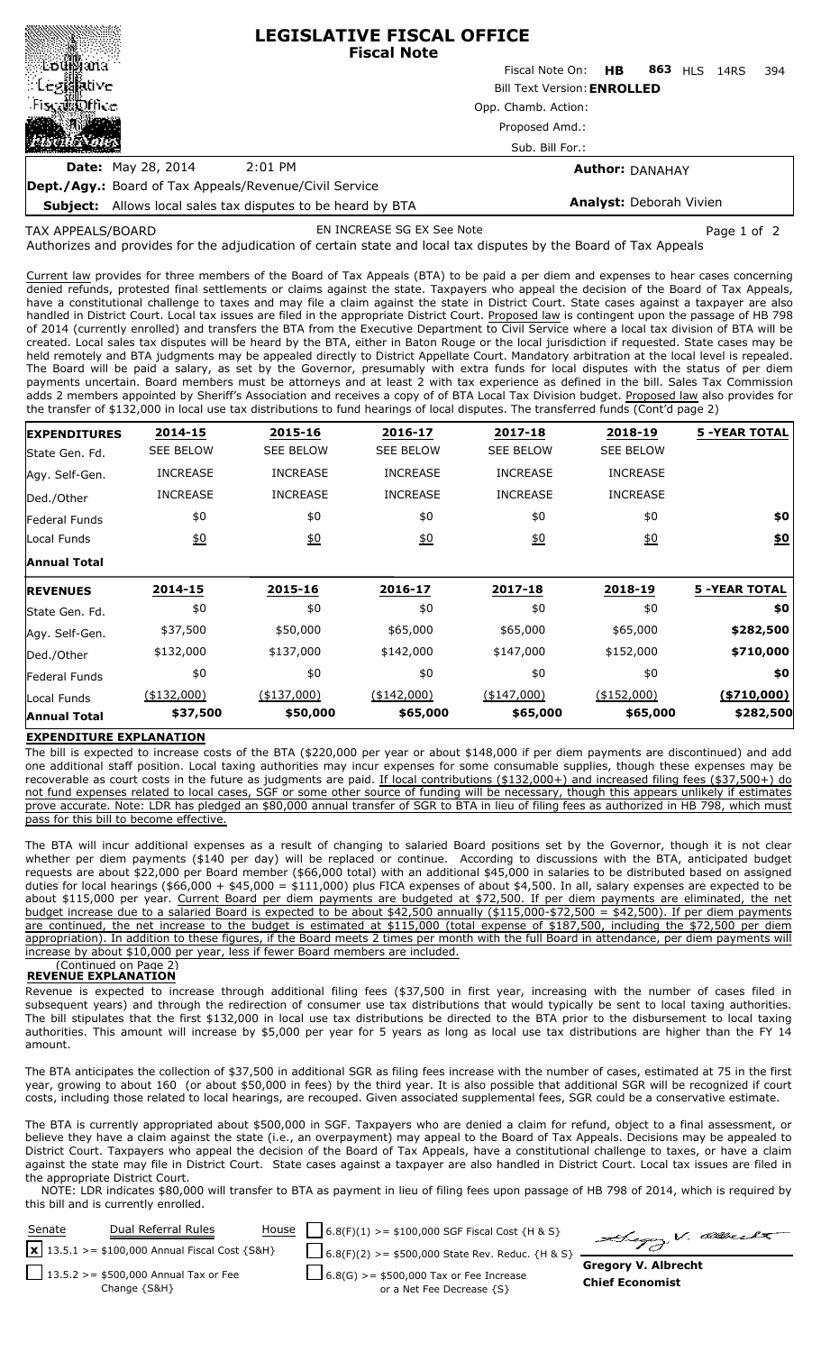# LEGISLATIVE FISCAL OFFICE

## Fiscal Note

Louisiana Legislative Fiscal Office Fiscal Notes

Fiscal Note On: **HB 863** HLS 14RS 394

Bill Text Version: **ENROLLED**

Opp. Chamb. Action:

Proposed Amd.:

Sub. Bill For.:

**Date:** May 28, 2014 2:01 PM

**Author:** DANAHAY

**Dept./Agy.:** Board of Tax Appeals/Revenue/Civil Service

**Subject:** Allows local sales tax disputes to be heard by BTA

**Analyst:** Deborah Vivien

TAX APPEALS/BOARD EN INCREASE SG EX See Note

Authorizes and provides for the adjudication of certain state and local tax disputes by the Board of Tax Appeals

Current law provides for three members of the Board of Tax Appeals (BTA) to be paid a per diem and expenses to hear cases concerning denied refunds, protested final settlements or claims against the state. Taxpayers who appeal the decision of the Board of Tax Appeals, have a constitutional challenge to taxes and may file a claim against the state in District Court. State cases against a taxpayer are also handled in District Court. Local tax issues are filed in the appropriate District Court. Proposed law is contingent upon the passage of HB 798 of 2014 (currently enrolled) and transfers the BTA from the Executive Department to Civil Service where a local tax division of BTA will be created. Local sales tax disputes will be heard by the BTA, either in Baton Rouge or the local jurisdiction if requested. State cases may be held remotely and BTA judgments may be appealed directly to District Appellate Court. Mandatory arbitration at the local level is repealed. The Board will be paid a salary, as set by the Governor, presumably with extra funds for local disputes with the status of per diem payments uncertain. Board members must be attorneys and at least 2 with tax experience as defined in the bill. Sales Tax Commission adds 2 members appointed by Sheriff's Association and receives a copy of BTA Local Tax Division budget. Proposed law also provides for the transfer of $132,000 in local use tax distributions to fund hearings of local disputes. The transferred funds (Cont'd page 2)

| EXPENDITURES | 2014-15 | 2015-16 | 2016-17 | 2017-18 | 2018-19 | 5 -YEAR TOTAL |
|---|---|---|---|---|---|---|
| State Gen. Fd. | SEE BELOW | SEE BELOW | SEE BELOW | SEE BELOW | SEE BELOW | |
| Agy. Self-Gen. | INCREASE | INCREASE | INCREASE | INCREASE | INCREASE | |
| Ded./Other | INCREASE | INCREASE | INCREASE | INCREASE | INCREASE | |
| Federal Funds | $0 | $0 | $0 | $0 | $0 | **$0** |
| Local Funds | $0 | $0 | $0 | $0 | $0 | **$0** |
| **Annual Total** | | | | | | |

| REVENUES | 2014-15 | 2015-16 | 2016-17 | 2017-18 | 2018-19 | 5 -YEAR TOTAL |
|---|---|---|---|---|---|---|
| State Gen. Fd. | $0 | $0 | $0 | $0 | $0 | **$0** |
| Agy. Self-Gen. | $37,500 | $50,000 | $65,000 | $65,000 | $65,000 | **$282,500** |
| Ded./Other | $132,000 | $137,000 | $142,000 | $147,000 | $152,000 | **$710,000** |
| Federal Funds | $0 | $0 | $0 | $0 | $0 | **$0** |
| Local Funds | ($132,000) | ($137,000) | ($142,000) | ($147,000) | ($152,000) | **($710,000)** |
| **Annual Total** | **$37,500** | **$50,000** | **$65,000** | **$65,000** | **$65,000** | **$282,500** |

### EXPENDITURE EXPLANATION

The bill is expected to increase costs of the BTA ($220,000 per year or about $148,000 if per diem payments are discontinued) and add one additional staff position. Local taxing authorities may incur expenses for some consumable supplies, though these expenses may be recoverable as court costs in the future as judgments are paid. If local contributions ($132,000+) and increased filing fees ($37,500+) do not fund expenses related to local cases, SGF or some other source of funding will be necessary, though this appears unlikely if estimates prove accurate. Note: LDR has pledged an $80,000 annual transfer of SGR to BTA in lieu of filing fees as authorized in HB 798, which must pass for this bill to become effective.

The BTA will incur additional expenses as a result of changing to salaried Board positions set by the Governor, though it is not clear whether per diem payments ($140 per day) will be replaced or continue. According to discussions with the BTA, anticipated budget requests are about $22,000 per Board member ($66,000 total) with an additional $45,000 in salaries to be distributed based on assigned duties for local hearings ($66,000 + $45,000 = $111,000) plus FICA expenses of about $4,500. In all, salary expenses are expected to be about $115,000 per year. Current Board per diem payments are budgeted at $72,500. If per diem payments are eliminated, the net budget increase due to a salaried Board is expected to be about $42,500 annually ($115,000-$72,500 = $42,500). If per diem payments are continued, the net increase to the budget is estimated at $115,000 (total expense of $187,500, including the $72,500 per diem appropriation). In addition to these figures, if the Board meets 2 times per month with the full Board in attendance, per diem payments will increase by about $10,000 per year, less if fewer Board members are included.

(Continued on Page 2)

### REVENUE EXPLANATION

Revenue is expected to increase through additional filing fees ($37,500 in first year, increasing with the number of cases filed in subsequent years) and through the redirection of consumer use tax distributions that would typically be sent to local taxing authorities. The bill stipulates that the first $132,000 in local use tax distributions be directed to the BTA prior to the disbursement to local taxing authorities. This amount will increase by $5,000 per year for 5 years as long as local use tax distributions are higher than the FY 14 amount.

The BTA anticipates the collection of $37,500 in additional SGR as filing fees increase with the number of cases, estimated at 75 in the first year, growing to about 160 (or about $50,000 in fees) by the third year. It is also possible that additional SGR will be recognized if court costs, including those related to local hearings, are recouped. Given associated supplemental fees, SGR could be a conservative estimate.

The BTA is currently appropriated about $500,000 in SGF. Taxpayers who are denied a claim for refund, object to a final assessment, or believe they have a claim against the state (i.e., an overpayment) may appeal to the Board of Tax Appeals. Decisions may be appealed to District Court. Taxpayers who appeal the decision of the Board of Tax Appeals, have a constitutional challenge to taxes, or have a claim against the state may file in District Court. State cases against a taxpayer are also handled in District Court. Local tax issues are filed in the appropriate District Court.

NOTE: LDR indicates $80,000 will transfer to BTA as payment in lieu of filing fees upon passage of HB 798 of 2014, which is required by this bill and is currently enrolled.

| Senate | Dual Referral Rules | House | |
|---|---|---|---|
| [x] 13.5.1 >= $100,000 Annual Fiscal Cost {S&H} | | [ ] 6.8(F)(1) >= $100,000 SGF Fiscal Cost {H & S} | |
| [ ] 13.5.2 >= $500,000 Annual Tax or Fee Change {S&H} | | [ ] 6.8(F)(2) >= $500,000 State Rev. Reduc. {H & S} | |
| | | [ ] 6.8(G) >= $500,000 Tax or Fee Increase or a Net Fee Decrease {S} | |

**Gregory V. Albrecht**
**Chief Economist**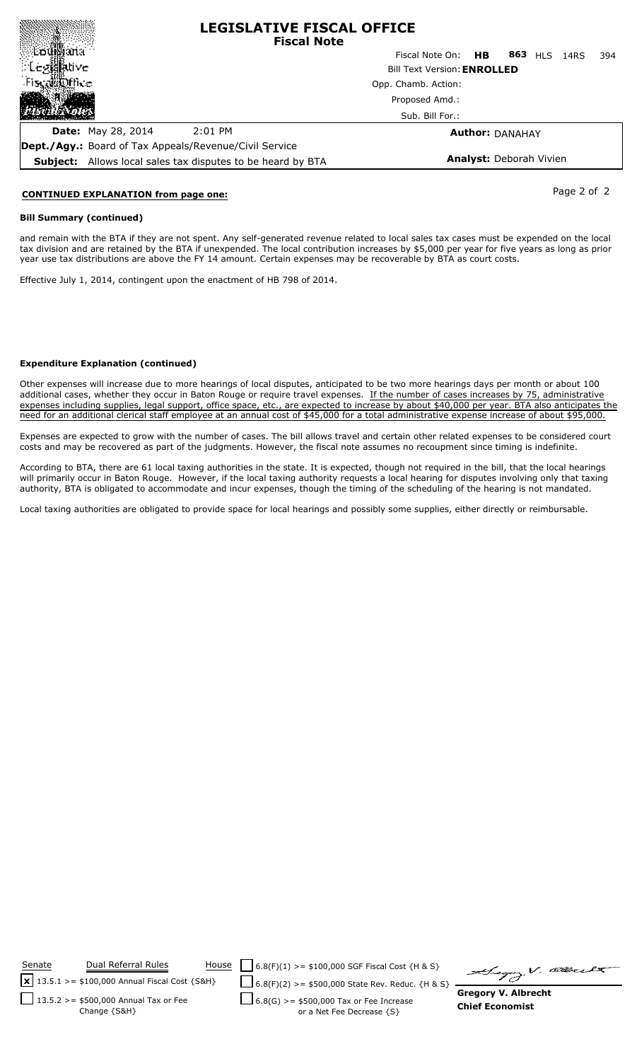# LEGISLATIVE FISCAL OFFICE
## Fiscal Note

Fiscal Note On: **HB 863** HLS 14RS 394

Bill Text Version: **ENROLLED**

Opp. Chamb. Action:

Proposed Amd.:

Sub. Bill For.:

**Date:** May 28, 2014 2:01 PM

**Author:** DANAHAY

**Dept./Agy.:** Board of Tax Appeals/Revenue/Civil Service

**Subject:** Allows local sales tax disputes to be heard by BTA

**Analyst:** Deborah Vivien

### CONTINUED EXPLANATION from page one:

**Bill Summary (continued)**

and remain with the BTA if they are not spent. Any self-generated revenue related to local sales tax cases must be expended on the local tax division and are retained by the BTA if unexpended. The local contribution increases by $5,000 per year for five years as long as prior year use tax distributions are above the FY 14 amount. Certain expenses may be recoverable by BTA as court costs.

Effective July 1, 2014, contingent upon the enactment of HB 798 of 2014.

**Expenditure Explanation (continued)**

Other expenses will increase due to more hearings of local disputes, anticipated to be two more hearings days per month or about 100 additional cases, whether they occur in Baton Rouge or require travel expenses. <u>If the number of cases increases by 75, administrative expenses including supplies, legal support, office space, etc., are expected to increase by about $40,000 per year. BTA also anticipates the need for an additional clerical staff employee at an annual cost of $45,000 for a total administrative expense increase of about $95,000.</u>

Expenses are expected to grow with the number of cases. The bill allows travel and certain other related expenses to be considered court costs and may be recovered as part of the judgments. However, the fiscal note assumes no recoupment since timing is indefinite.

According to BTA, there are 61 local taxing authorities in the state. It is expected, though not required in the bill, that the local hearings will primarily occur in Baton Rouge. However, if the local taxing authority requests a local hearing for disputes involving only that taxing authority, BTA is obligated to accommodate and incur expenses, though the timing of the scheduling of the hearing is not mandated.

Local taxing authorities are obligated to provide space for local hearings and possibly some supplies, either directly or reimbursable.

| Senate | Dual Referral Rules | House | |
|---|---|---|---|
| [x] 13.5.1 >= $100,000 Annual Fiscal Cost {S&H} | | [ ] 6.8(F)(1) >= $100,000 SGF Fiscal Cost {H & S} | |
| [ ] 13.5.2 >= $500,000 Annual Tax or Fee Change {S&H} | | [ ] 6.8(F)(2) >= $500,000 State Rev. Reduc. {H & S} | |
| | | [ ] 6.8(G) >= $500,000 Tax or Fee Increase or a Net Fee Decrease {S} | |

**Gregory V. Albrecht**
**Chief Economist**